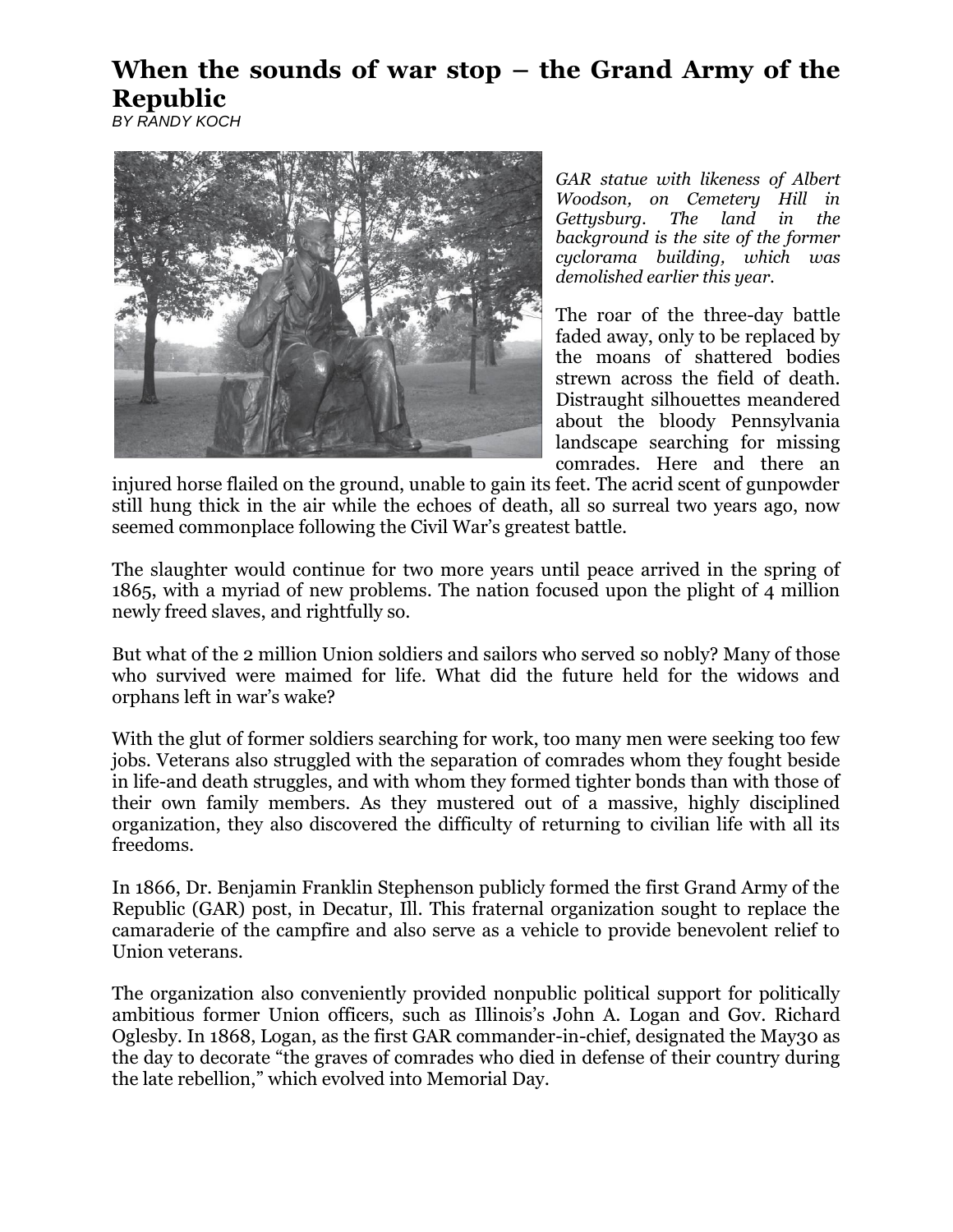# When the sounds of war stop – the Grand Army of the Republic

*BY RANDY KOCH*

*GAR statue with likeness of Albert Woodson, on Cemetery Hill in Gettysburg. The land in the background is the site of the former cyclorama building, which was demolished earlier this year.*

The roar of the three-day battle faded away, only to be replaced by the moans of shattered bodies strewn across the field of death. Distraught silhouettes meandered about the bloody Pennsylvania landscape searching for missing comrades. Here and there an injured horse flailed on the ground, unable to gain its feet. The acrid scent of gunpowder still hung thick in the air while the echoes of death, all so surreal two years ago, now seemed commonplace following the Civil War's greatest battle.

The slaughter would continue for two more years until peace arrived in the spring of 1865, with a myriad of new problems. The nation focused upon the plight of 4 million newly freed slaves, and rightfully so.

But what of the 2 million Union soldiers and sailors who served so nobly? Many of those who survived were maimed for life. What did the future held for the widows and orphans left in war's wake?

With the glut of former soldiers searching for work, too many men were seeking too few jobs. Veterans also struggled with the separation of comrades whom they fought beside in life-and death struggles, and with whom they formed tighter bonds than with those of their own family members. As they mustered out of a massive, highly disciplined organization, they also discovered the difficulty of returning to civilian life with all its freedoms.

In 1866, Dr. Benjamin Franklin Stephenson publicly formed the first Grand Army of the Republic (GAR) post, in Decatur, Ill. This fraternal organization sought to replace the camaraderie of the campfire and also serve as a vehicle to provide benevolent relief to Union veterans.

The organization also conveniently provided nonpublic political support for politically ambitious former Union officers, such as Illinois's John A. Logan and Gov. Richard Oglesby. In 1868, Logan, as the first GAR commander-in-chief, designated the May30 as the day to decorate "the graves of comrades who died in defense of their country during the late rebellion," which evolved into Memorial Day.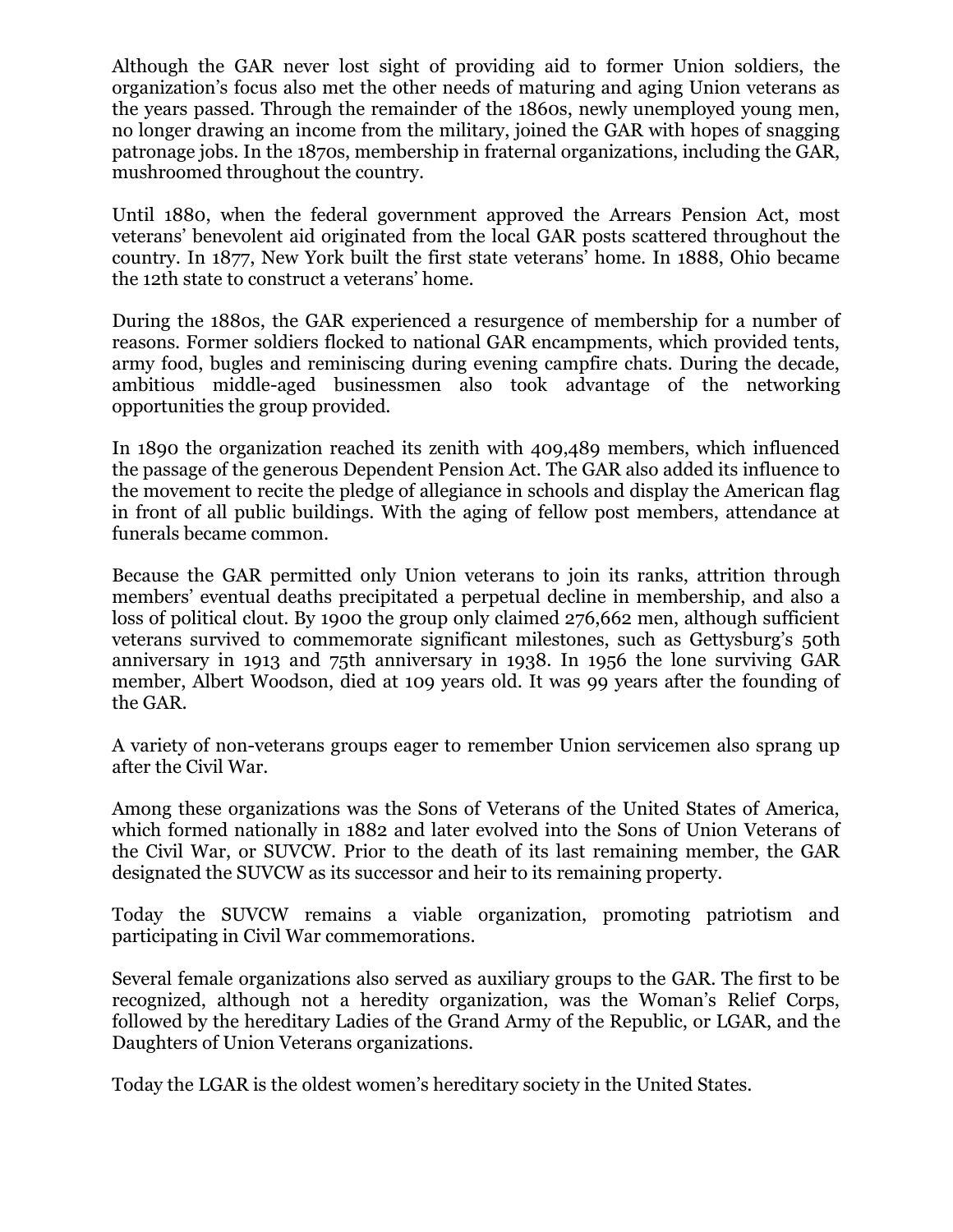Although the GAR never lost sight of providing aid to former Union soldiers, the organization's focus also met the other needs of maturing and aging Union veterans as the years passed. Through the remainder of the 1860s, newly unemployed young men, no longer drawing an income from the military, joined the GAR with hopes of snagging patronage jobs. In the 1870s, membership in fraternal organizations, including the GAR, mushroomed throughout the country.

Until 1880, when the federal government approved the Arrears Pension Act, most veterans' benevolent aid originated from the local GAR posts scattered throughout the country. In 1877, New York built the first state veterans' home. In 1888, Ohio became the 12th state to construct a veterans' home.

During the 1880s, the GAR experienced a resurgence of membership for a number of reasons. Former soldiers flocked to national GAR encampments, which provided tents, army food, bugles and reminiscing during evening campfire chats. During the decade, ambitious middle-aged businessmen also took advantage of the networking opportunities the group provided.

In 1890 the organization reached its zenith with 409,489 members, which influenced the passage of the generous Dependent Pension Act. The GAR also added its influence to the movement to recite the pledge of allegiance in schools and display the American flag in front of all public buildings. With the aging of fellow post members, attendance at funerals became common.

Because the GAR permitted only Union veterans to join its ranks, attrition through members' eventual deaths precipitated a perpetual decline in membership, and also a loss of political clout. By 1900 the group only claimed 276,662 men, although sufficient veterans survived to commemorate significant milestones, such as Gettysburg's 50th anniversary in 1913 and 75th anniversary in 1938. In 1956 the lone surviving GAR member, Albert Woodson, died at 109 years old. It was 99 years after the founding of the GAR.

A variety of non-veterans groups eager to remember Union servicemen also sprang up after the Civil War.

Among these organizations was the Sons of Veterans of the United States of America, which formed nationally in 1882 and later evolved into the Sons of Union Veterans of the Civil War, or SUVCW. Prior to the death of its last remaining member, the GAR designated the SUVCW as its successor and heir to its remaining property.

Today the SUVCW remains a viable organization, promoting patriotism and participating in Civil War commemorations.

Several female organizations also served as auxiliary groups to the GAR. The first to be recognized, although not a heredity organization, was the Woman's Relief Corps, followed by the hereditary Ladies of the Grand Army of the Republic, or LGAR, and the Daughters of Union Veterans organizations.

Today the LGAR is the oldest women's hereditary society in the United States.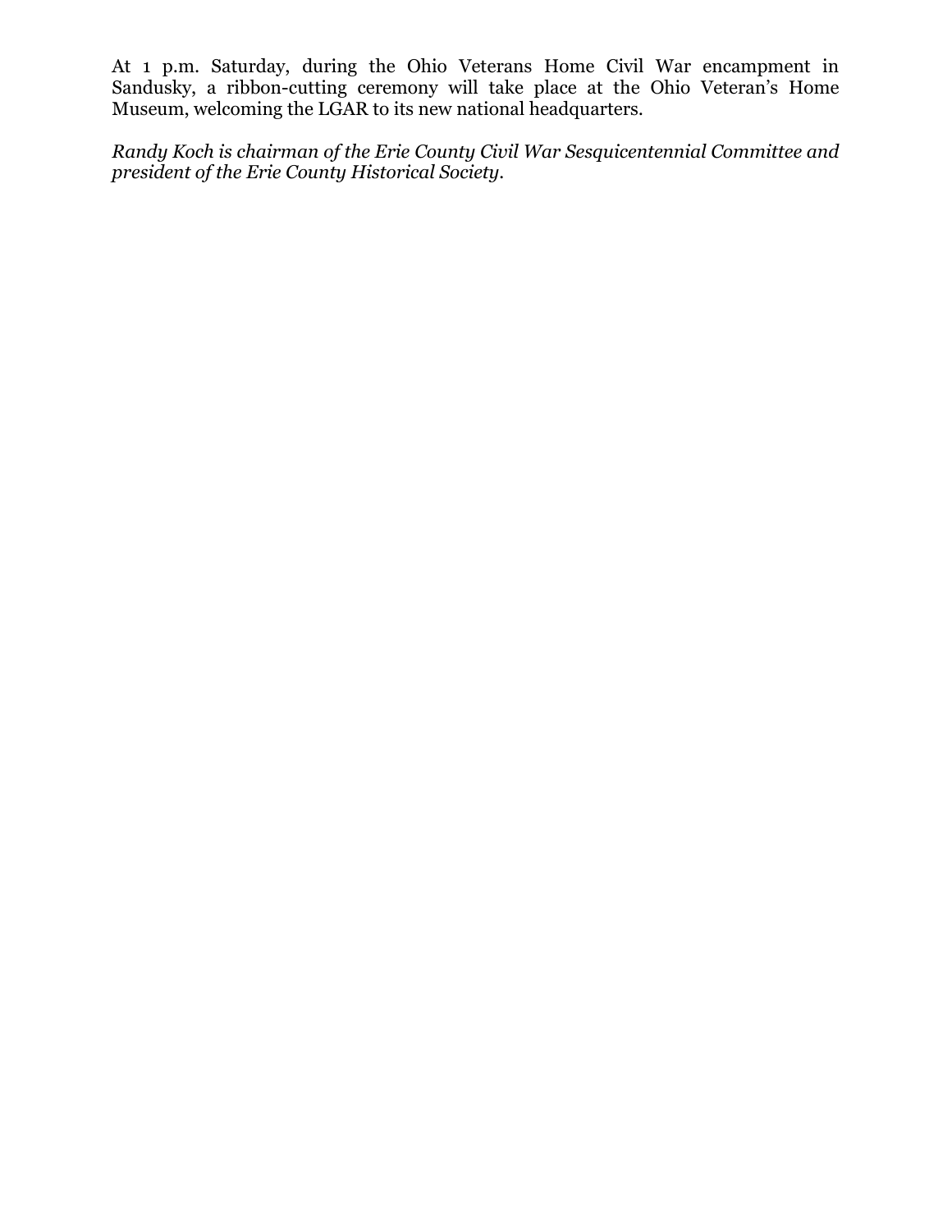At 1 p.m. Saturday, during the Ohio Veterans Home Civil War encampment in Sandusky, a ribbon-cutting ceremony will take place at the Ohio Veteran's Home Museum, welcoming the LGAR to its new national headquarters.

*Randy Koch is chairman of the Erie County Civil War Sesquicentennial Committee and president of the Erie County Historical Society.*